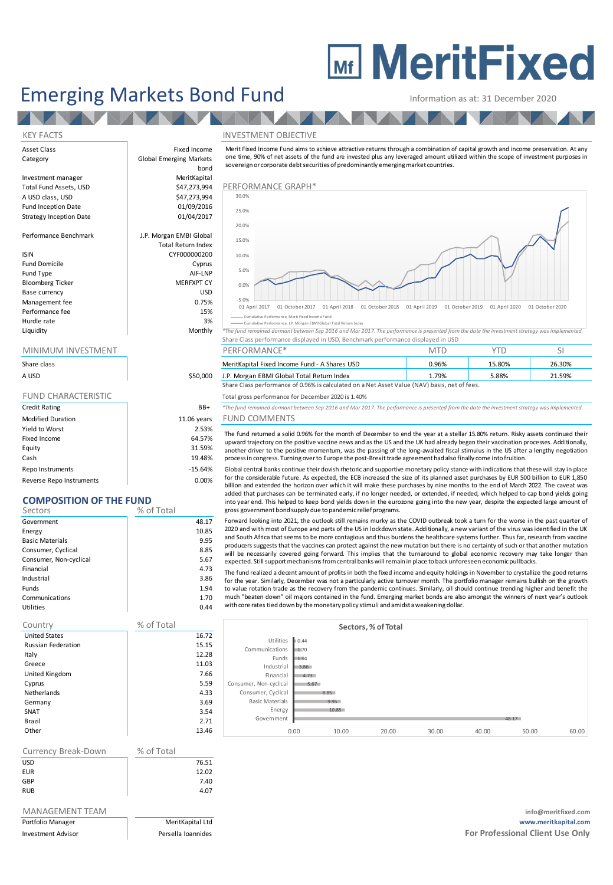# MeritFixed

# Emerging Markets Bond Fund

Information as at: 31 December 2020

## KEY FACTS

| | |
|---|---|
| Asset Class | Fixed Income |
| Category | Global Emerging Markets bond |
| Investment manager | MeritKapital |
| Total Fund Assets, USD | $47,273,994 |
| A USD class, USD | $47,273,994 |
| Fund Inception Date | 01/09/2016 |
| Strategy Inception Date | 01/04/2017 |
| Performance Benchmark | J.P. Morgan EMBI Global Total Return Index |
| ISIN | CYF000000200 |
| Fund Domicile | Cyprus |
| Fund Type | AIF-LNP |
| Bloomberg Ticker | MERFXPT CY |
| Base currency | USD |
| Management fee | 0.75% |
| Performance fee | 15% |
| Hurdle rate | 3% |
| Liquidity | Monthly |

## MINIMUM INVESTMENT

| Share class | |
|---|---|
| A USD | $50,000 |

## FUND CHARACTERISTIC

| | |
|---|---|
| Credit Rating | BB+ |
| Modified Duration | 11.06 years |
| Yield to Worst | 2.53% |
| Fixed Income | 64.57% |
| Equity | 31.59% |
| Cash | 19.48% |
| Repo Instruments | -15.64% |
| Reverse Repo Instruments | 0.00% |

## COMPOSITION OF THE FUND

| Sectors | % of Total |
|---|---|
| Government | 48.17 |
| Energy | 10.85 |
| Basic Materials | 9.95 |
| Consumer, Cyclical | 8.85 |
| Consumer, Non-cyclical | 5.67 |
| Financial | 4.73 |
| Industrial | 3.86 |
| Funds | 1.94 |
| Communications | 1.70 |
| Utilities | 0.44 |

| Country | % of Total |
|---|---|
| United States | 16.72 |
| Russian Federation | 15.15 |
| Italy | 12.28 |
| Greece | 11.03 |
| United Kingdom | 7.66 |
| Cyprus | 5.59 |
| Netherlands | 4.33 |
| Germany | 3.69 |
| SNAT | 3.54 |
| Brazil | 2.71 |
| Other | 13.46 |

| Currency Break-Down | % of Total |
|---|---|
| USD | 76.51 |
| EUR | 12.02 |
| GBP | 7.40 |
| RUB | 4.07 |

## MANAGEMENT TEAM

| | |
|---|---|
| Portfolio Manager | MeritKapital Ltd |
| Investment Advisor | Persella Ioannides |

## INVESTMENT OBJECTIVE

Merit Fixed Income Fund aims to achieve attractive returns through a combination of capital growth and income preservation. At any one time, 90% of net assets of the fund are invested plus any leveraged amount utilized within the scope of investment purposes in sovereign or corporate debt securities of predominantly emerging market countries.

## PERFORMANCE GRAPH*

— Cumulative Performance, Merit Fixed Income Fund
— Cumulative Performance, J.P. Morgan EMBI Global Total Return Index

*The fund remained dormant between Sep 2016 and Mar 2017. The performance is presented from the date the investment strategy was implemented.
Share Class performance displayed in USD, Benchmark performance displayed in USD

| PERFORMANCE* | MTD | YTD | SI |
|---|---|---|---|
| MeritKapital Fixed Income Fund - A Shares USD | 0.96% | 15.80% | 26.30% |
| J.P. Morgan EMBI Global Total Return Index | 1.79% | 5.88% | 21.59% |

Share Class performance of 0.96% is calculated on a Net Asset Value (NAV) basis, net of fees.

Total gross performance for December 2020 is 1.40%

*The fund remained dormant between Sep 2016 and Mar 2017. The performance is presented from the date the investment strategy was implemented.

## FUND COMMENTS

The fund returned a solid 0.96% for the month of December to end the year at a stellar 15.80% return. Risky assets continued their upward trajectory on the positive vaccine news and as the US and the UK had already began their vaccination processes. Additionally, another driver to the positive momentum, was the passing of the long-awaited fiscal stimulus in the US after a lengthy negotiation process in congress. Turning over to Europe the post-Brexit trade agreement had also finally come into fruition.

Global central banks continue their dovish rhetoric and supportive monetary policy stance with indications that these will stay in place for the considerable future. As expected, the ECB increased the size of its planned asset purchases by EUR 500 billion to EUR 1,850 billion and extended the horizon over which it will make these purchases by nine months to the end of March 2022. The caveat was added that purchases can be terminated early, if no longer needed, or extended, if needed, which helped to cap bond yields going into year end. This helped to keep bond yields down in the eurozone going into the new year, despite the expected large amount of gross government bond supply due to pandemic relief programs.

Forward looking into 2021, the outlook still remains murky as the COVID outbreak took a turn for the worse in the past quarter of 2020 and with most of Europe and parts of the US in lockdown state. Additionally, a new variant of the virus was identified in the UK and South Africa that seems to be more contagious and thus burdens the healthcare systems further. Thus far, research from vaccine producers suggests that the vaccines can protect against the new mutation but there is no certainty of such or that another mutation will be necessarily covered going forward. This implies that the turnaround to global economic recovery may take longer than expected. Still support mechanisms from central banks will remain in place to back unforeseen economic pullbacks.

The fund realized a decent amount of profits in both the fixed income and equity holdings in November to crystallize the good returns for the year. Similarly, December was not a particularly active turnover month. The portfolio manager remains bullish on the growth to value rotation trade as the recovery from the pandemic continues. Similarly, oil should continue trending higher and benefit the much "beaten down" oil majors contained in the fund. Emerging market bonds are also amongst the winners of next year's outlook with core rates tied down by the monetary policy stimuli and amidst a weakening dollar.

**Sectors, % of Total**

| Sector | % of Total |
|---|---|
| Utilities | 0.44 |
| Communications | 1.70 |
| Funds | 1.94 |
| Industrial | 3.86 |
| Financial | 4.73 |
| Consumer, Non-cyclical | 5.67 |
| Consumer, Cyclical | 8.85 |
| Basic Materials | 9.95 |
| Energy | 10.85 |
| Government | 48.17 |

**info@meritfixed.com**
**www.meritkapital.com**
**For Professional Client Use Only**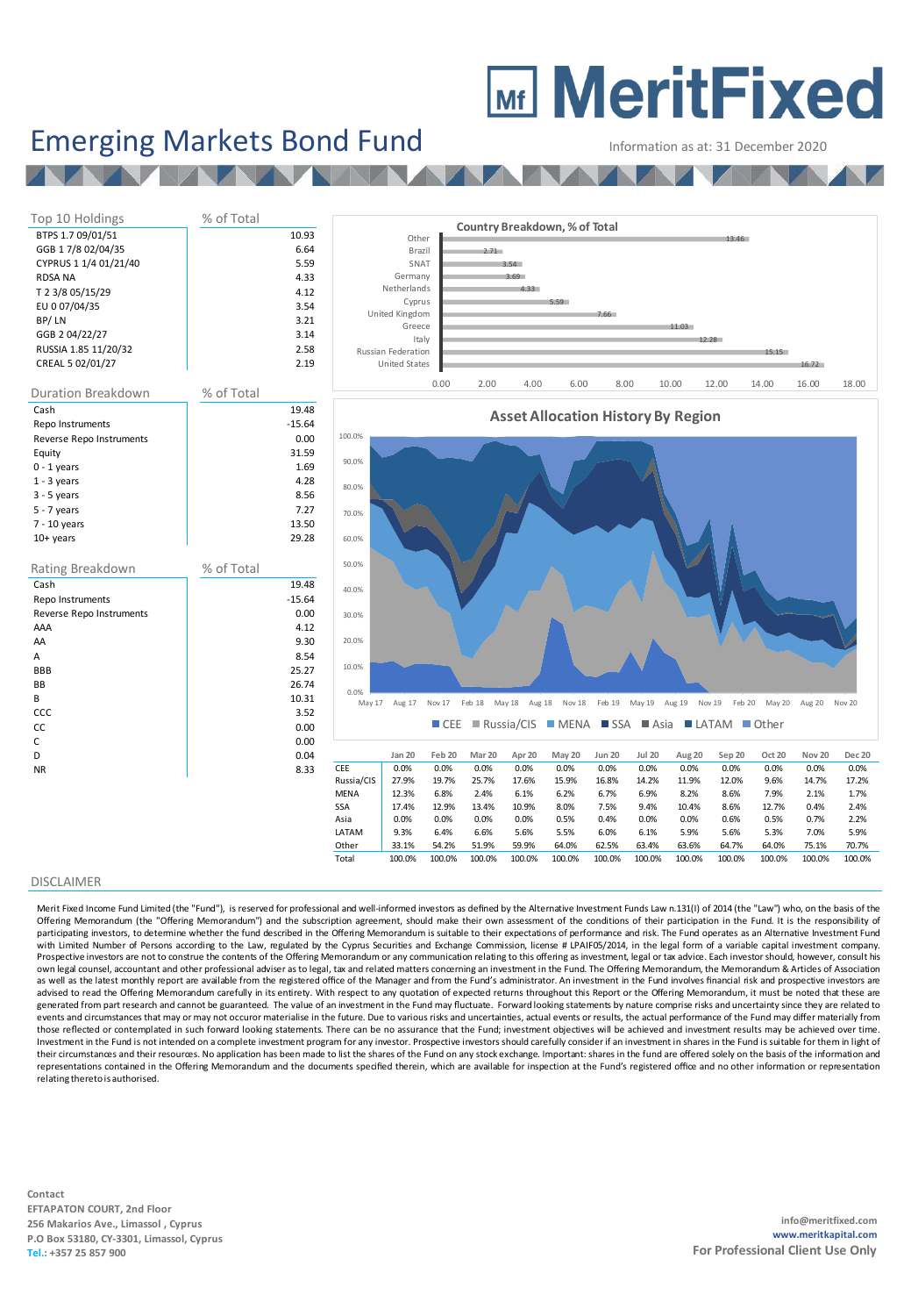# MeritFixed

## Emerging Markets Bond Fund

Information as at: 31 December 2020

| Top 10 Holdings | % of Total |
|---|---|
| BTPS 1.7 09/01/51 | 10.93 |
| GGB 1 7/8 02/04/35 | 6.64 |
| CYPRUS 1 1/4 01/21/40 | 5.59 |
| RDSA NA | 4.33 |
| T 2 3/8 05/15/29 | 4.12 |
| EU 0 07/04/35 | 3.54 |
| BP/ LN | 3.21 |
| GGB 2 04/22/27 | 3.14 |
| RUSSIA 1.85 11/20/32 | 2.58 |
| CREAL 5 02/01/27 | 2.19 |

| Duration Breakdown | % of Total |
|---|---|
| Cash | 19.48 |
| Repo Instruments | -15.64 |
| Reverse Repo Instruments | 0.00 |
| Equity | 31.59 |
| 0 - 1 years | 1.69 |
| 1 - 3 years | 4.28 |
| 3 - 5 years | 8.56 |
| 5 - 7 years | 7.27 |
| 7 - 10 years | 13.50 |
| 10+ years | 29.28 |

| Rating Breakdown | % of Total |
|---|---|
| Cash | 19.48 |
| Repo Instruments | -15.64 |
| Reverse Repo Instruments | 0.00 |
| AAA | 4.12 |
| AA | 9.30 |
| A | 8.54 |
| BBB | 25.27 |
| BB | 26.74 |
| B | 10.31 |
| CCC | 3.52 |
| CC | 0.00 |
| C | 0.00 |
| D | 0.04 |
| NR | 8.33 |

Country Breakdown, % of Total

Other 13.46
Brazil 2.71
SNAT 3.54
Germany 3.69
Netherlands 4.33
Cyprus 5.59
United Kingdom 7.66
Greece 11.03
Italy 12.28
Russian Federation 15.15
United States 16.72

0.00 2.00 4.00 6.00 8.00 10.00 12.00 14.00 16.00 18.00

Asset Allocation History By Region

100.0% 90.0% 80.0% 70.0% 60.0% 50.0% 40.0% 30.0% 20.0% 10.0% 0.0%

May 17 Aug 17 Nov 17 Feb 18 May 18 Aug 18 Nov 18 Feb 19 May 19 Aug 19 Nov 19 Feb 20 May 20 Aug 20 Nov 20

CEE Russia/CIS MENA SSA Asia LATAM Other

| | Jan 20 | Feb 20 | Mar 20 | Apr 20 | May 20 | Jun 20 | Jul 20 | Aug 20 | Sep 20 | Oct 20 | Nov 20 | Dec 20 |
|---|---|---|---|---|---|---|---|---|---|---|---|---|
| CEE | 0.0% | 0.0% | 0.0% | 0.0% | 0.0% | 0.0% | 0.0% | 0.0% | 0.0% | 0.0% | 0.0% | 0.0% |
| Russia/CIS | 27.9% | 19.7% | 25.7% | 17.6% | 15.9% | 16.8% | 14.2% | 11.9% | 12.0% | 9.6% | 14.7% | 17.2% |
| MENA | 12.3% | 6.8% | 2.4% | 6.1% | 6.2% | 6.7% | 6.9% | 8.2% | 8.6% | 7.9% | 2.1% | 1.7% |
| SSA | 17.4% | 12.9% | 13.4% | 10.9% | 8.0% | 7.5% | 9.4% | 10.4% | 8.6% | 12.7% | 0.4% | 2.4% |
| Asia | 0.0% | 0.0% | 0.0% | 0.0% | 0.5% | 0.4% | 0.0% | 0.0% | 0.6% | 0.5% | 0.7% | 2.2% |
| LATAM | 9.3% | 6.4% | 6.6% | 5.6% | 5.5% | 6.0% | 6.1% | 5.9% | 5.6% | 5.3% | 7.0% | 5.9% |
| Other | 33.1% | 54.2% | 51.9% | 59.9% | 64.0% | 62.5% | 63.4% | 63.6% | 64.7% | 64.0% | 75.1% | 70.7% |
| Total | 100.0% | 100.0% | 100.0% | 100.0% | 100.0% | 100.0% | 100.0% | 100.0% | 100.0% | 100.0% | 100.0% | 100.0% |

### DISCLAIMER

Merit Fixed Income Fund Limited (the "Fund"), is reserved for professional and well-informed investors as defined by the Alternative Investment Funds Law n.131(I) of 2014 (the "Law") who, on the basis of the Offering Memorandum (the "Offering Memorandum") and the subscription agreement, should make their own assessment of the conditions of their participation in the Fund. It is the responsibility of participating investors, to determine whether the fund described in the Offering Memorandum is suitable to their expectations of performance and risk. The Fund operates as an Alternative Investment Fund with Limited Number of Persons according to the Law, regulated by the Cyprus Securities and Exchange Commission, license # LPAIF05/2014, in the legal form of a variable capital investment company. Prospective investors are not to construe the contents of the Offering Memorandum or any communication relating to this offering as investment, legal or tax advice. Each investor should, however, consult his own legal counsel, accountant and other professional adviser as to legal, tax and related matters concerning an investment in the Fund. The Offering Memorandum, the Memorandum & Articles of Association as well as the latest monthly report are available from the registered office of the Manager and from the Fund's administrator. An investment in the Fund involves financial risk and prospective investors are advised to read the Offering Memorandum carefully in its entirety. With respect to any quotation of expected returns throughout this Report or the Offering Memorandum, it must be noted that these are generated from part research and cannot be guaranteed. The value of an investment in the Fund may fluctuate. Forward looking statements by nature comprise risks and uncertainty since they are related to events and circumstances that may or may not occuror materialise in the future. Due to various risks and uncertainties, actual events or results, the actual performance of the Fund may differ materially from those reflected or contemplated in such forward looking statements. There can be no assurance that the Fund; investment objectives will be achieved and investment results may be achieved over time. Investment in the Fund is not intended on a complete investment program for any investor. Prospective investors should carefully consider if an investment in shares in the Fund is suitable for them in light of their circumstances and their resources. No application has been made to list the shares of the Fund on any stock exchange. Important: shares in the fund are offered solely on the basis of the information and representations contained in the Offering Memorandum and the documents specified therein, which are available for inspection at the Fund's registered office and no other information or representation relating thereto is authorised.

**Contact**
**EFTAPATON COURT, 2nd Floor**
**256 Makarios Ave., Limassol , Cyprus**
**P.O Box 53180, CY-3301, Limassol, Cyprus**
**Tel.: +357 25 857 900**

**info@meritfixed.com**
**www.meritkapital.com**
**For Professional Client Use Only**